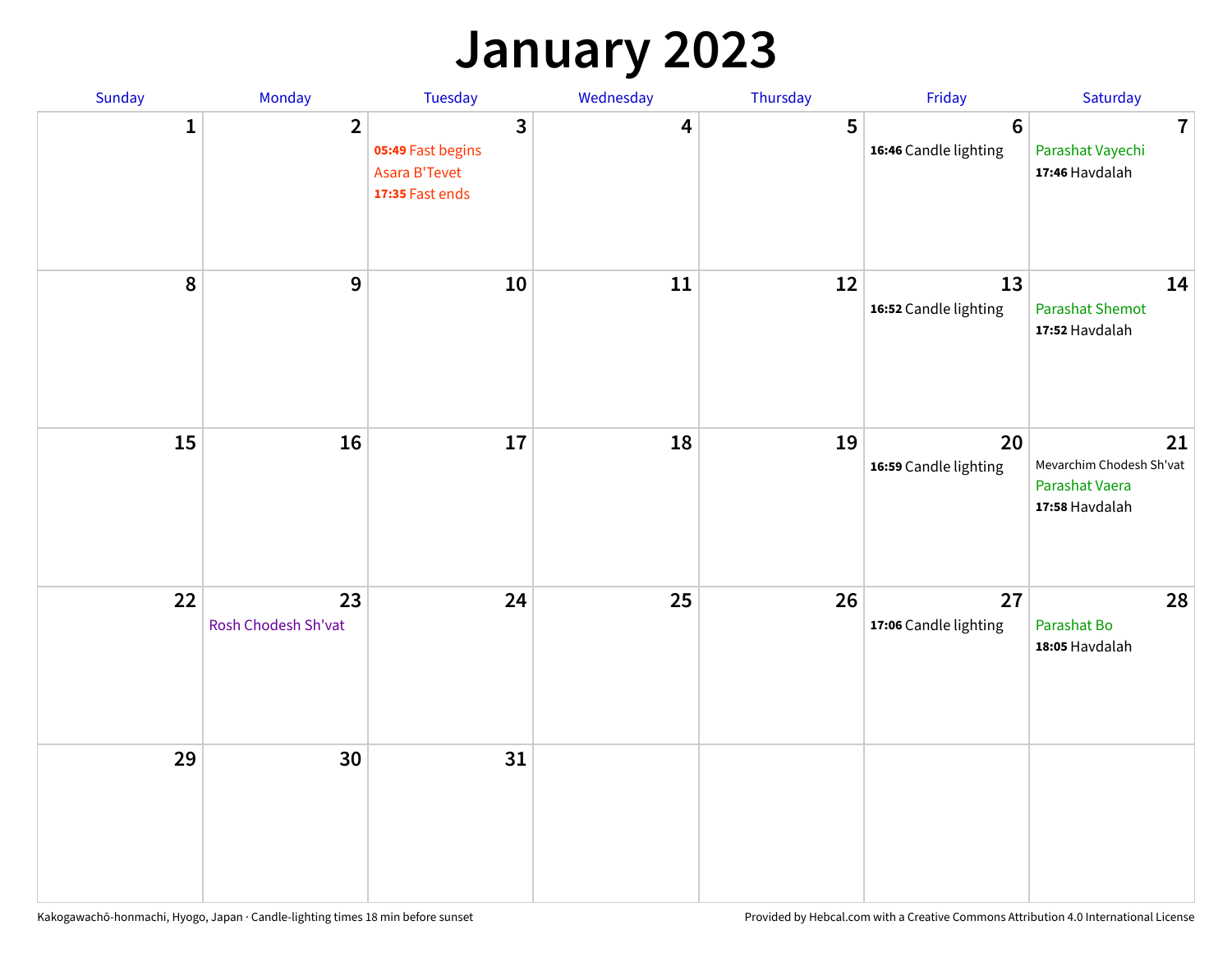# January 2023

| Sunday | Monday | Tuesday | Wednesday | Thursday | Friday | Saturday |
|---|---|---|---|---|---|---|
| 1 | 2 | 3<br>**05:49** Fast begins<br>Asara B'Tevet<br>**17:35** Fast ends | 4 | 5 | 6<br>**16:46** Candle lighting | 7<br>Parashat Vayechi<br>**17:46** Havdalah |
| 8 | 9 | 10 | 11 | 12 | 13<br>**16:52** Candle lighting | 14<br>Parashat Shemot<br>**17:52** Havdalah |
| 15 | 16 | 17 | 18 | 19 | 20<br>**16:59** Candle lighting | 21<br>Mevarchim Chodesh Sh'vat<br>Parashat Vaera<br>**17:58** Havdalah |
| 22 | 23<br>Rosh Chodesh Sh'vat | 24 | 25 | 26 | 27<br>**17:06** Candle lighting | 28<br>Parashat Bo<br>**18:05** Havdalah |
| 29 | 30 | 31 | | | | |

Kakogawachō-honmachi, Hyogo, Japan · Candle-lighting times 18 min before sunset

Provided by Hebcal.com with a Creative Commons Attribution 4.0 International License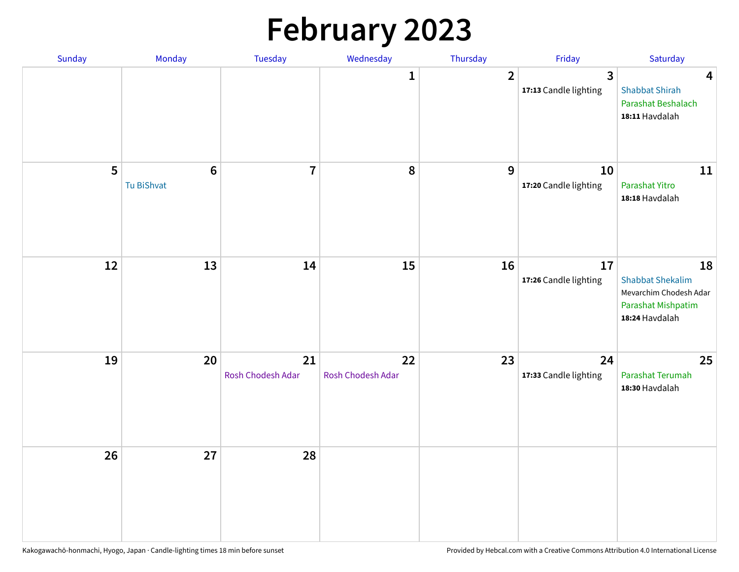# February 2023

| Sunday | Monday | Tuesday | Wednesday | Thursday | Friday | Saturday |
|---|---|---|---|---|---|---|
| | | | 1 | 2 | 3<br>**17:13** Candle lighting | 4<br>Shabbat Shirah<br>Parashat Beshalach<br>**18:11** Havdalah |
| 5 | 6<br>Tu BiShvat | 7 | 8 | 9 | 10<br>**17:20** Candle lighting | 11<br>Parashat Yitro<br>**18:18** Havdalah |
| 12 | 13 | 14 | 15 | 16 | 17<br>**17:26** Candle lighting | 18<br>Shabbat Shekalim<br>Mevarchim Chodesh Adar<br>Parashat Mishpatim<br>**18:24** Havdalah |
| 19 | 20 | 21<br>Rosh Chodesh Adar | 22<br>Rosh Chodesh Adar | 23 | 24<br>**17:33** Candle lighting | 25<br>Parashat Terumah<br>**18:30** Havdalah |
| 26 | 27 | 28 | | | | |

Kakogawachō-honmachi, Hyogo, Japan · Candle-lighting times 18 min before sunset

Provided by Hebcal.com with a Creative Commons Attribution 4.0 International License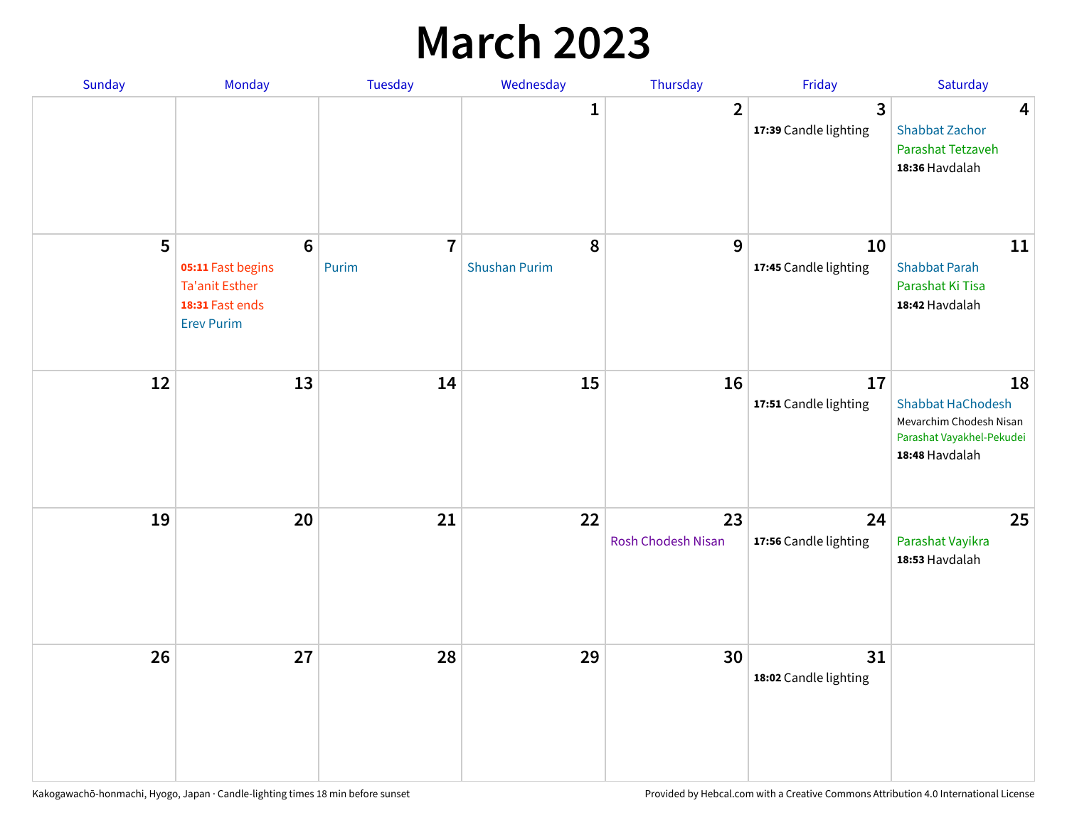# March 2023

| Sunday | Monday | Tuesday | Wednesday | Thursday | Friday | Saturday |
|---|---|---|---|---|---|---|
| | | | 1 | 2 | 3<br>**17:39** Candle lighting | 4<br>Shabbat Zachor<br>Parashat Tetzaveh<br>**18:36** Havdalah |
| 5 | 6<br>**05:11** Fast begins<br>Ta'anit Esther<br>**18:31** Fast ends<br>Erev Purim | 7<br>Purim | 8<br>Shushan Purim | 9 | 10<br>**17:45** Candle lighting | 11<br>Shabbat Parah<br>Parashat Ki Tisa<br>**18:42** Havdalah |
| 12 | 13 | 14 | 15 | 16 | 17<br>**17:51** Candle lighting | 18<br>Shabbat HaChodesh<br>Mevarchim Chodesh Nisan<br>Parashat Vayakhel-Pekudei<br>**18:48** Havdalah |
| 19 | 20 | 21 | 22 | 23<br>Rosh Chodesh Nisan | 24<br>**17:56** Candle lighting | 25<br>Parashat Vayikra<br>**18:53** Havdalah |
| 26 | 27 | 28 | 29 | 30 | 31<br>**18:02** Candle lighting | |

Kakogawachō-honmachi, Hyogo, Japan · Candle-lighting times 18 min before sunset

Provided by Hebcal.com with a Creative Commons Attribution 4.0 International License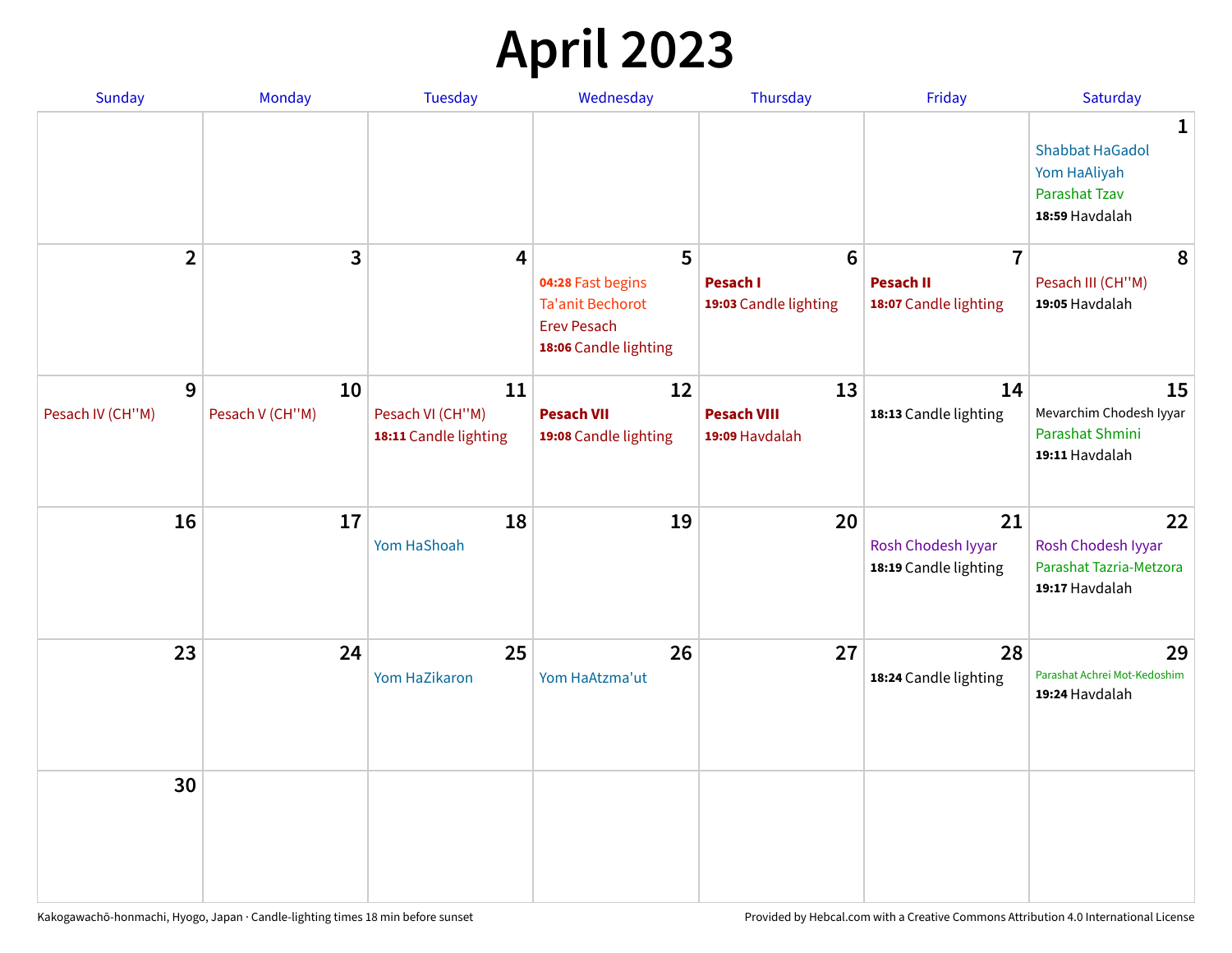# April 2023

| Sunday | Monday | Tuesday | Wednesday | Thursday | Friday | Saturday |
|---|---|---|---|---|---|---|
| | | | | | | **1**<br>Shabbat HaGadol<br>Yom HaAliyah<br>Parashat Tzav<br>**18:59** Havdalah |
| **2** | **3** | **4** | **5**<br>**04:28** Fast begins<br>Ta'anit Bechorot<br>Erev Pesach<br>**18:06** Candle lighting | **6**<br>**Pesach I**<br>**19:03** Candle lighting | **7**<br>**Pesach II**<br>**18:07** Candle lighting | **8**<br>Pesach III (CH''M)<br>**19:05** Havdalah |
| **9**<br>Pesach IV (CH''M) | **10**<br>Pesach V (CH''M) | **11**<br>Pesach VI (CH''M)<br>**18:11** Candle lighting | **12**<br>**Pesach VII**<br>**19:08** Candle lighting | **13**<br>**Pesach VIII**<br>**19:09** Havdalah | **14**<br>**18:13** Candle lighting | **15**<br>Mevarchim Chodesh Iyyar<br>Parashat Shmini<br>**19:11** Havdalah |
| **16** | **17** | **18**<br>Yom HaShoah | **19** | **20** | **21**<br>Rosh Chodesh Iyyar<br>**18:19** Candle lighting | **22**<br>Rosh Chodesh Iyyar<br>Parashat Tazria-Metzora<br>**19:17** Havdalah |
| **23** | **24** | **25**<br>Yom HaZikaron | **26**<br>Yom HaAtzma'ut | **27** | **28**<br>**18:24** Candle lighting | **29**<br>Parashat Achrei Mot-Kedoshim<br>**19:24** Havdalah |
| **30** | | | | | | |

Kakogawachō-honmachi, Hyogo, Japan · Candle-lighting times 18 min before sunset

Provided by Hebcal.com with a Creative Commons Attribution 4.0 International License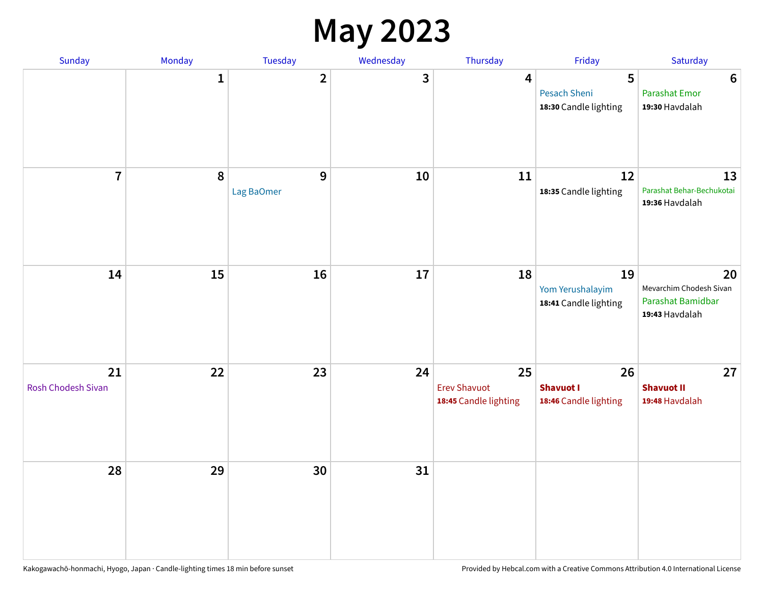# May 2023

| Sunday | Monday | Tuesday | Wednesday | Thursday | Friday | Saturday |
|---|---|---|---|---|---|---|
| | 1 | 2 | 3 | 4 | 5<br>Pesach Sheni<br>**18:30** Candle lighting | 6<br>Parashat Emor<br>**19:30** Havdalah |
| 7 | 8 | 9<br>Lag BaOmer | 10 | 11 | 12<br>**18:35** Candle lighting | 13<br>Parashat Behar-Bechukotai<br>**19:36** Havdalah |
| 14 | 15 | 16 | 17 | 18 | 19<br>Yom Yerushalayim<br>**18:41** Candle lighting | 20<br>Mevarchim Chodesh Sivan<br>Parashat Bamidbar<br>**19:43** Havdalah |
| 21<br>Rosh Chodesh Sivan | 22 | 23 | 24 | 25<br>Erev Shavuot<br>**18:45** Candle lighting | 26<br>**Shavuot I**<br>**18:46** Candle lighting | 27<br>**Shavuot II**<br>**19:48** Havdalah |
| 28 | 29 | 30 | 31 | | | |

Kakogawachō-honmachi, Hyogo, Japan · Candle-lighting times 18 min before sunset

Provided by Hebcal.com with a Creative Commons Attribution 4.0 International License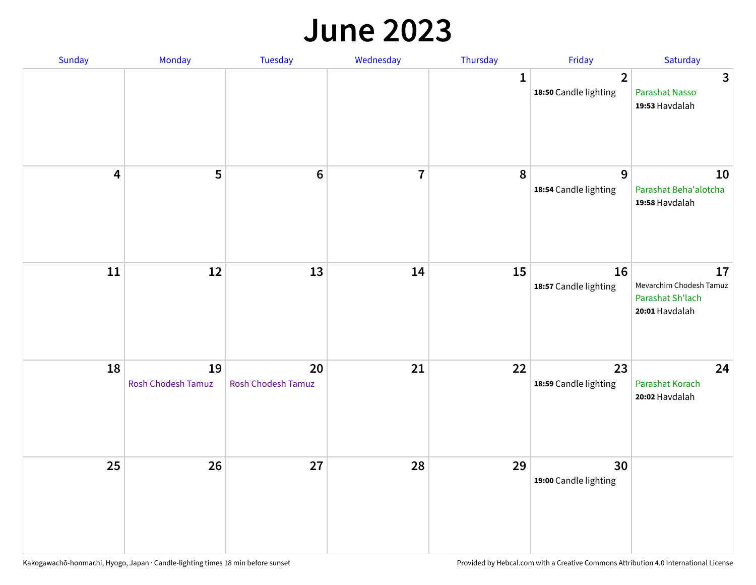# June 2023

| Sunday | Monday | Tuesday | Wednesday | Thursday | Friday | Saturday |
|---|---|---|---|---|---|---|
| | | | | 1 | 2<br>**18:50** Candle lighting | 3<br>Parashat Nasso<br>**19:53** Havdalah |
| 4 | 5 | 6 | 7 | 8 | 9<br>**18:54** Candle lighting | 10<br>Parashat Beha'alotcha<br>**19:58** Havdalah |
| 11 | 12 | 13 | 14 | 15 | 16<br>**18:57** Candle lighting | 17<br>Mevarchim Chodesh Tamuz<br>Parashat Sh'lach<br>**20:01** Havdalah |
| 18 | 19<br>Rosh Chodesh Tamuz | 20<br>Rosh Chodesh Tamuz | 21 | 22 | 23<br>**18:59** Candle lighting | 24<br>Parashat Korach<br>**20:02** Havdalah |
| 25 | 26 | 27 | 28 | 29 | 30<br>**19:00** Candle lighting | |

Kakogawachō-honmachi, Hyogo, Japan · Candle-lighting times 18 min before sunset

Provided by Hebcal.com with a Creative Commons Attribution 4.0 International License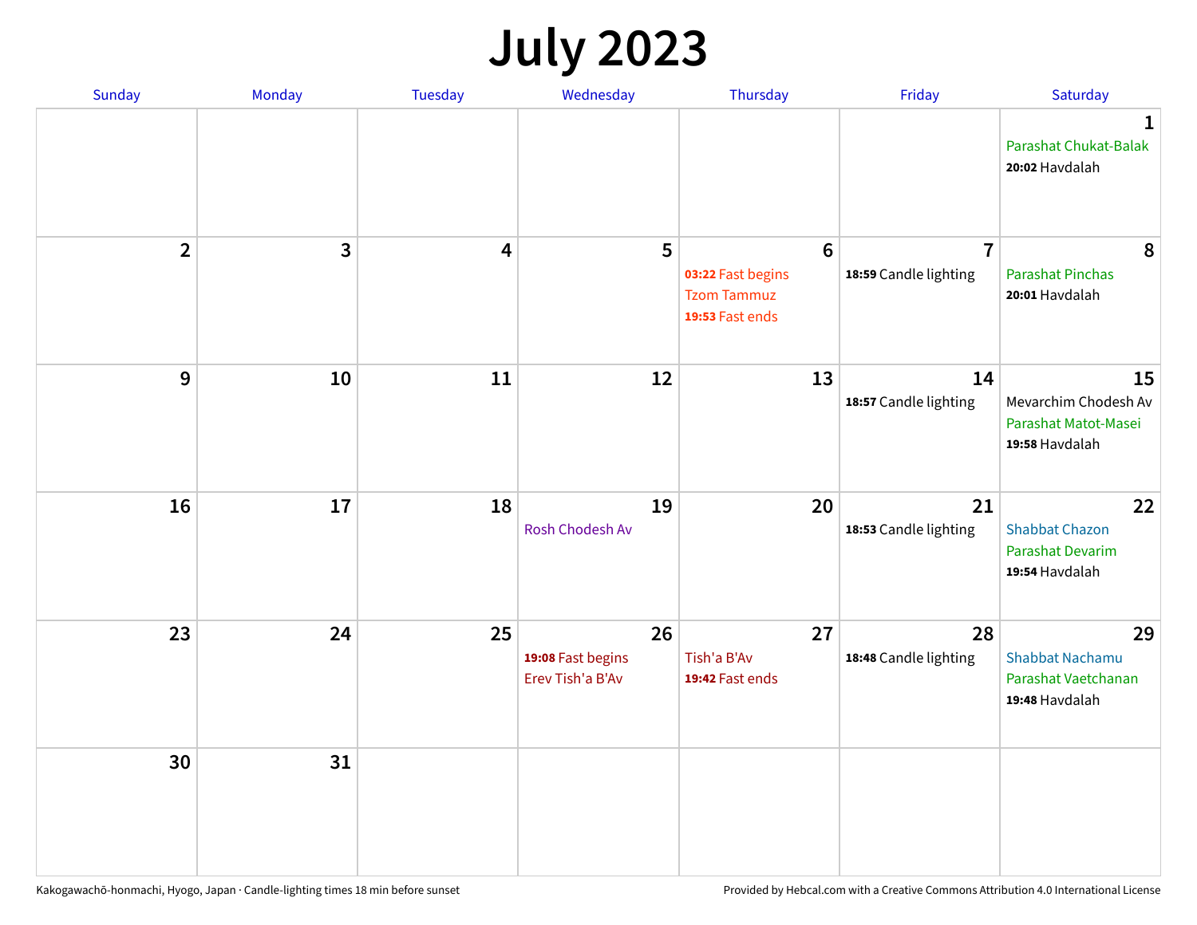# July 2023

| Sunday | Monday | Tuesday | Wednesday | Thursday | Friday | Saturday |
|---|---|---|---|---|---|---|
| | | | | | | 1<br>Parashat Chukat-Balak<br>**20:02** Havdalah |
| 2 | 3 | 4 | 5 | 6<br>**03:22** Fast begins<br>Tzom Tammuz<br>**19:53** Fast ends | 7<br>**18:59** Candle lighting | 8<br>Parashat Pinchas<br>**20:01** Havdalah |
| 9 | 10 | 11 | 12 | 13 | 14<br>**18:57** Candle lighting | 15<br>Mevarchim Chodesh Av<br>Parashat Matot-Masei<br>**19:58** Havdalah |
| 16 | 17 | 18 | 19<br>Rosh Chodesh Av | 20 | 21<br>**18:53** Candle lighting | 22<br>Shabbat Chazon<br>Parashat Devarim<br>**19:54** Havdalah |
| 23 | 24 | 25 | 26<br>**19:08** Fast begins<br>Erev Tish'a B'Av | 27<br>Tish'a B'Av<br>**19:42** Fast ends | 28<br>**18:48** Candle lighting | 29<br>Shabbat Nachamu<br>Parashat Vaetchanan<br>**19:48** Havdalah |
| 30 | 31 | | | | | |

Kakogawachō-honmachi, Hyogo, Japan · Candle-lighting times 18 min before sunset

Provided by Hebcal.com with a Creative Commons Attribution 4.0 International License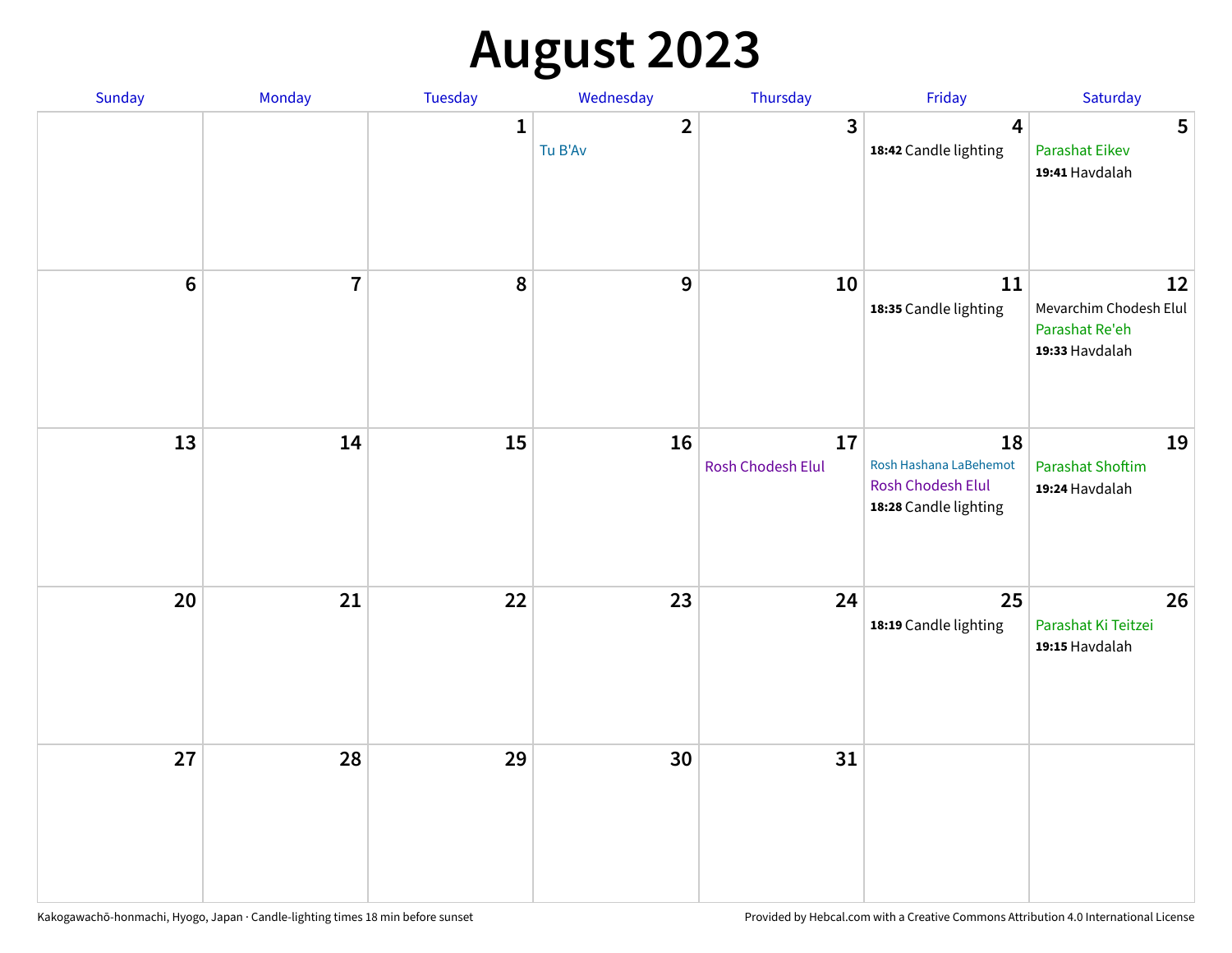# August 2023

| Sunday | Monday | Tuesday | Wednesday | Thursday | Friday | Saturday |
|---|---|---|---|---|---|---|
| | | 1 | 2<br>Tu B'Av | 3 | 4<br>**18:42** Candle lighting | 5<br>Parashat Eikev<br>**19:41** Havdalah |
| 6 | 7 | 8 | 9 | 10 | 11<br>**18:35** Candle lighting | 12<br>Mevarchim Chodesh Elul<br>Parashat Re'eh<br>**19:33** Havdalah |
| 13 | 14 | 15 | 16 | 17<br>Rosh Chodesh Elul | 18<br>Rosh Hashana LaBehemot<br>Rosh Chodesh Elul<br>**18:28** Candle lighting | 19<br>Parashat Shoftim<br>**19:24** Havdalah |
| 20 | 21 | 22 | 23 | 24 | 25<br>**18:19** Candle lighting | 26<br>Parashat Ki Teitzei<br>**19:15** Havdalah |
| 27 | 28 | 29 | 30 | 31 | | |

Kakogawachō-honmachi, Hyogo, Japan · Candle-lighting times 18 min before sunset

Provided by Hebcal.com with a Creative Commons Attribution 4.0 International License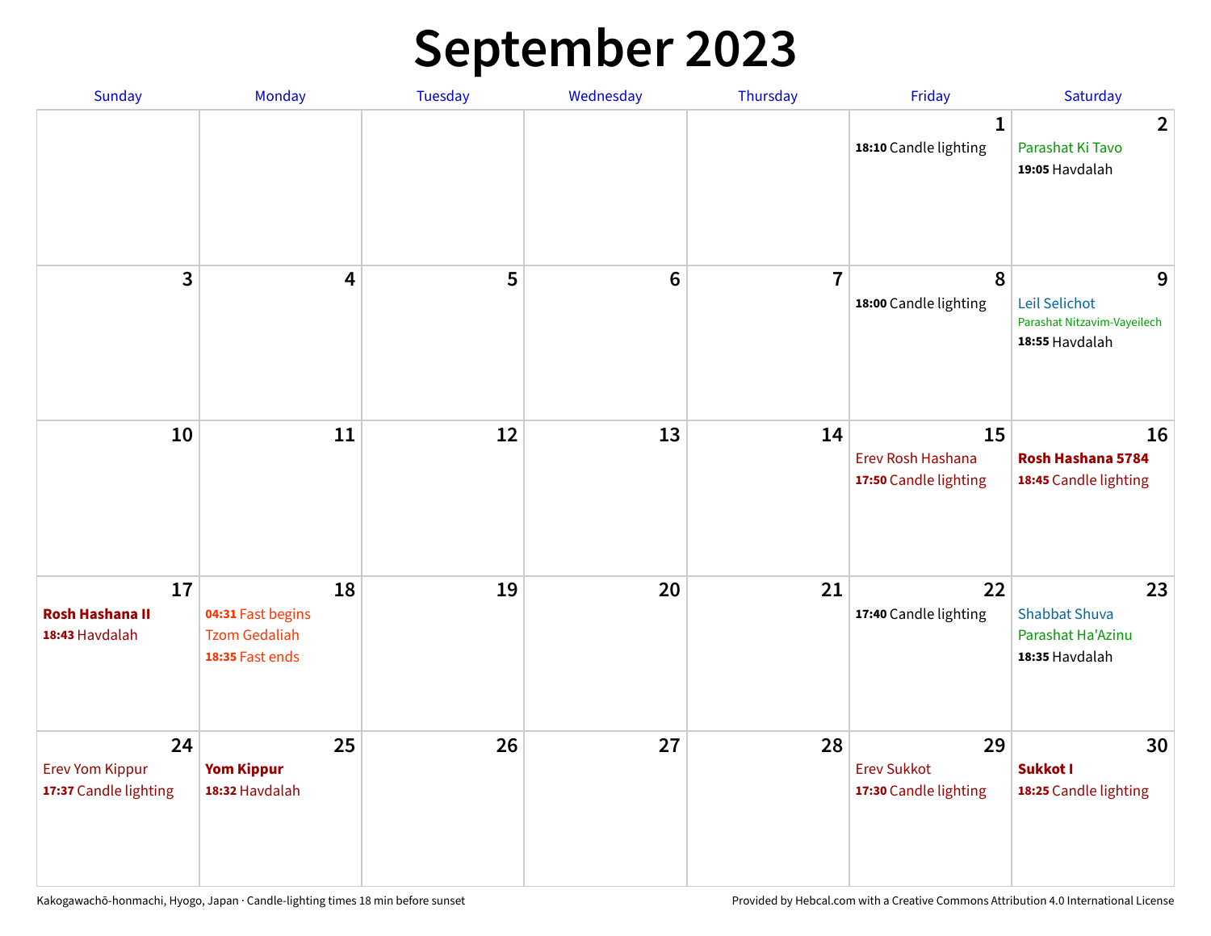# September 2023

| Sunday | Monday | Tuesday | Wednesday | Thursday | Friday | Saturday |
|---|---|---|---|---|---|---|
| | | | | | 1<br>**18:10** Candle lighting | 2<br>Parashat Ki Tavo<br>**19:05** Havdalah |
| 3 | 4 | 5 | 6 | 7 | 8<br>**18:00** Candle lighting | 9<br>Leil Selichot<br>Parashat Nitzavim-Vayeilech<br>**18:55** Havdalah |
| 10 | 11 | 12 | 13 | 14 | 15<br>Erev Rosh Hashana<br>**17:50** Candle lighting | 16<br>**Rosh Hashana 5784**<br>**18:45** Candle lighting |
| 17<br>**Rosh Hashana II**<br>**18:43** Havdalah | 18<br>**04:31** Fast begins<br>Tzom Gedaliah<br>**18:35** Fast ends | 19 | 20 | 21 | 22<br>**17:40** Candle lighting | 23<br>Shabbat Shuva<br>Parashat Ha'Azinu<br>**18:35** Havdalah |
| 24<br>Erev Yom Kippur<br>**17:37** Candle lighting | 25<br>**Yom Kippur**<br>**18:32** Havdalah | 26 | 27 | 28 | 29<br>Erev Sukkot<br>**17:30** Candle lighting | 30<br>**Sukkot I**<br>**18:25** Candle lighting |

Kakogawachō-honmachi, Hyogo, Japan · Candle-lighting times 18 min before sunset

Provided by Hebcal.com with a Creative Commons Attribution 4.0 International License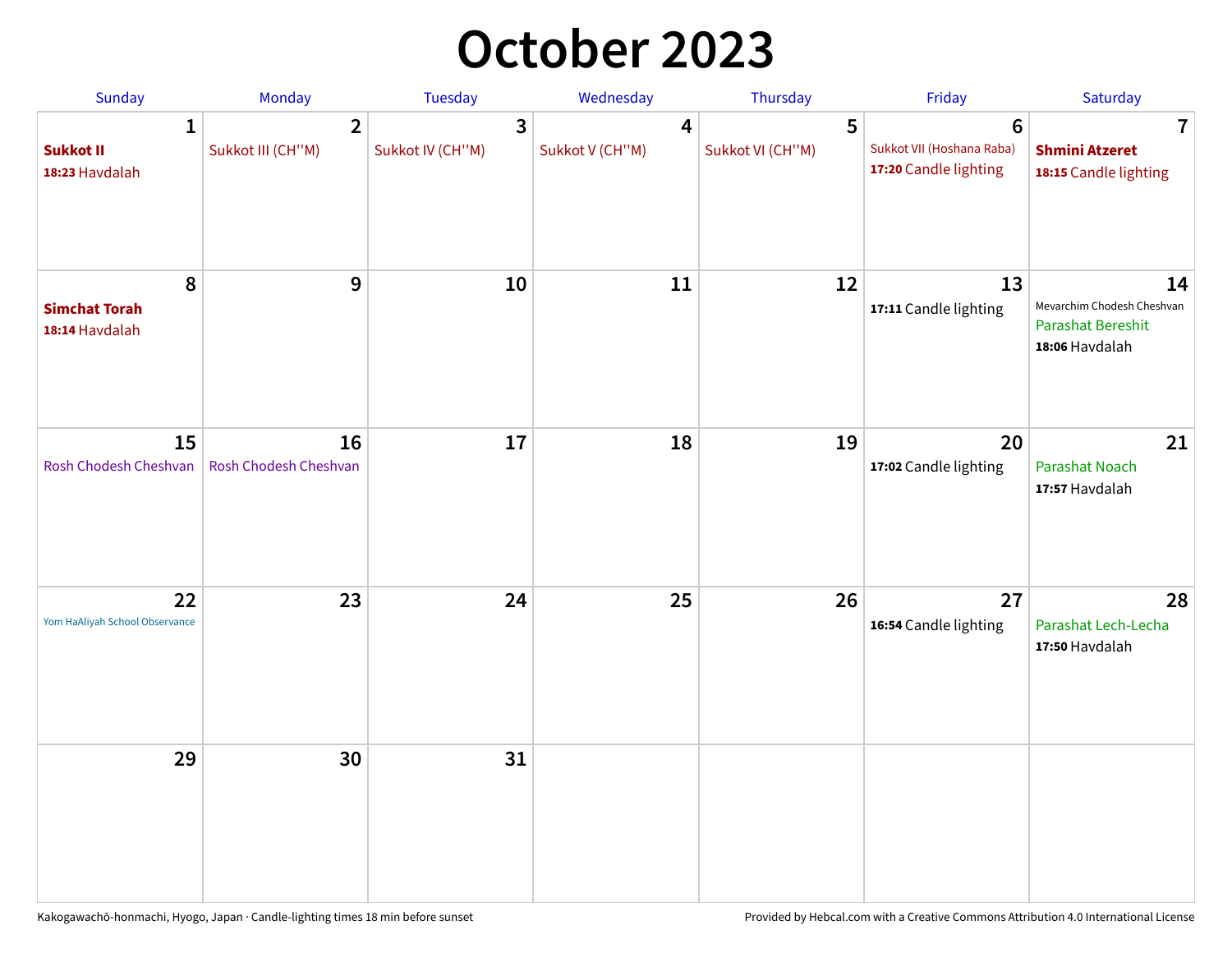# October 2023

| Sunday | Monday | Tuesday | Wednesday | Thursday | Friday | Saturday |
|---|---|---|---|---|---|---|
| 1<br>**Sukkot II**<br>**18:23** Havdalah | 2<br>Sukkot III (CH''M) | 3<br>Sukkot IV (CH''M) | 4<br>Sukkot V (CH''M) | 5<br>Sukkot VI (CH''M) | 6<br>Sukkot VII (Hoshana Raba)<br>**17:20** Candle lighting | 7<br>**Shmini Atzeret**<br>**18:15** Candle lighting |
| 8<br>**Simchat Torah**<br>**18:14** Havdalah | 9 | 10 | 11 | 12 | 13<br>**17:11** Candle lighting | 14<br>Mevarchim Chodesh Cheshvan<br>Parashat Bereshit<br>**18:06** Havdalah |
| 15<br>Rosh Chodesh Cheshvan | 16<br>Rosh Chodesh Cheshvan | 17 | 18 | 19 | 20<br>**17:02** Candle lighting | 21<br>Parashat Noach<br>**17:57** Havdalah |
| 22<br>Yom HaAliyah School Observance | 23 | 24 | 25 | 26 | 27<br>**16:54** Candle lighting | 28<br>Parashat Lech-Lecha<br>**17:50** Havdalah |
| 29 | 30 | 31 | | | | |

Kakogawachō-honmachi, Hyogo, Japan · Candle-lighting times 18 min before sunset

Provided by Hebcal.com with a Creative Commons Attribution 4.0 International License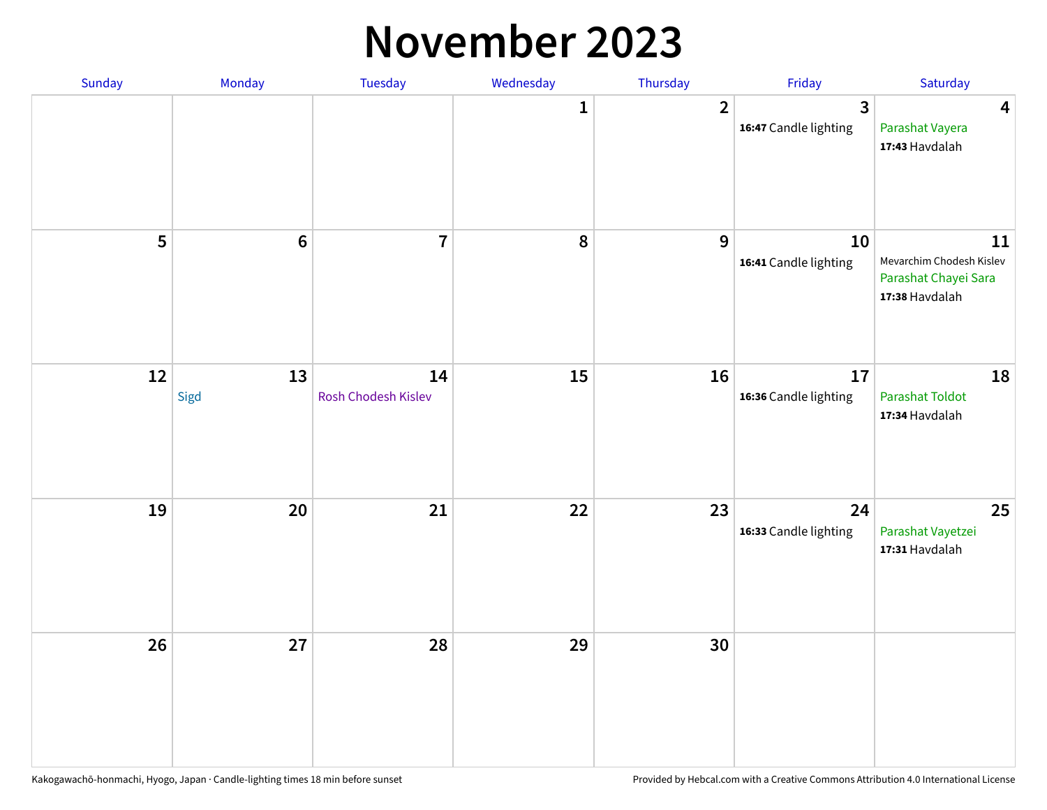# November 2023

| Sunday | Monday | Tuesday | Wednesday | Thursday | Friday | Saturday |
|---|---|---|---|---|---|---|
| | | | 1 | 2 | 3<br>**16:47** Candle lighting | 4<br>Parashat Vayera<br>**17:43** Havdalah |
| 5 | 6 | 7 | 8 | 9 | 10<br>**16:41** Candle lighting | 11<br>Mevarchim Chodesh Kislev<br>Parashat Chayei Sara<br>**17:38** Havdalah |
| 12 | 13<br>Sigd | 14<br>Rosh Chodesh Kislev | 15 | 16 | 17<br>**16:36** Candle lighting | 18<br>Parashat Toldot<br>**17:34** Havdalah |
| 19 | 20 | 21 | 22 | 23 | 24<br>**16:33** Candle lighting | 25<br>Parashat Vayetzei<br>**17:31** Havdalah |
| 26 | 27 | 28 | 29 | 30 | | |

Kakogawachō-honmachi, Hyogo, Japan · Candle-lighting times 18 min before sunset

Provided by Hebcal.com with a Creative Commons Attribution 4.0 International License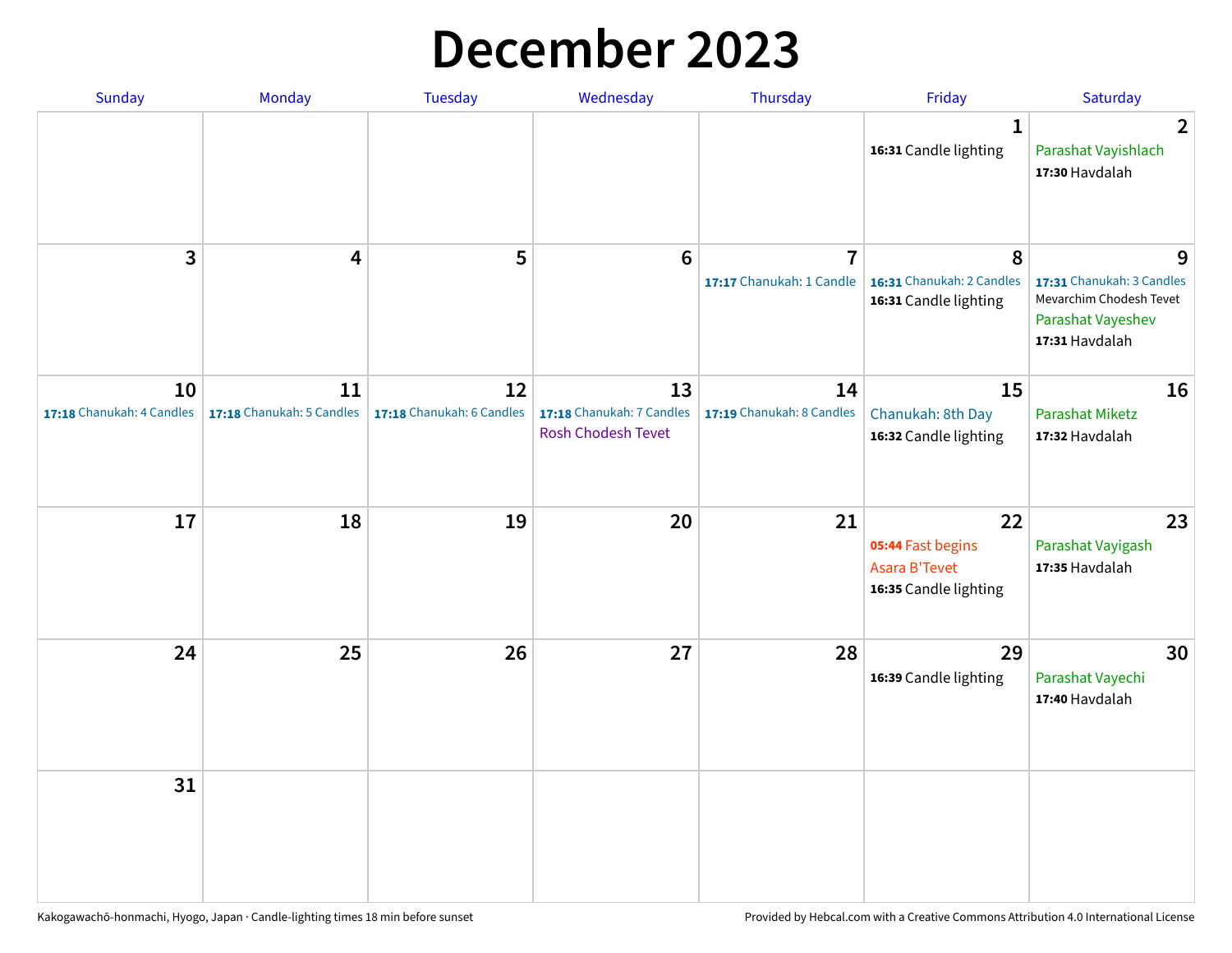# December 2023

| Sunday | Monday | Tuesday | Wednesday | Thursday | Friday | Saturday |
| --- | --- | --- | --- | --- | --- | --- |
| | | | | | 1<br>**16:31** Candle lighting | 2<br>Parashat Vayishlach<br>**17:30** Havdalah |
| 3 | 4 | 5 | 6 | 7<br>**17:17** Chanukah: 1 Candle | 8<br>**16:31** Chanukah: 2 Candles<br>**16:31** Candle lighting | 9<br>**17:31** Chanukah: 3 Candles<br>Mevarchim Chodesh Tevet<br>Parashat Vayeshev<br>**17:31** Havdalah |
| 10<br>**17:18** Chanukah: 4 Candles | 11<br>**17:18** Chanukah: 5 Candles | 12<br>**17:18** Chanukah: 6 Candles | 13<br>**17:18** Chanukah: 7 Candles<br>Rosh Chodesh Tevet | 14<br>**17:19** Chanukah: 8 Candles | 15<br>Chanukah: 8th Day<br>**16:32** Candle lighting | 16<br>Parashat Miketz<br>**17:32** Havdalah |
| 17 | 18 | 19 | 20 | 21 | 22<br>**05:44** Fast begins<br>Asara B'Tevet<br>**16:35** Candle lighting | 23<br>Parashat Vayigash<br>**17:35** Havdalah |
| 24 | 25 | 26 | 27 | 28 | 29<br>**16:39** Candle lighting | 30<br>Parashat Vayechi<br>**17:40** Havdalah |
| 31 | | | | | | |

Kakogawachō-honmachi, Hyogo, Japan · Candle-lighting times 18 min before sunset

Provided by Hebcal.com with a Creative Commons Attribution 4.0 International License